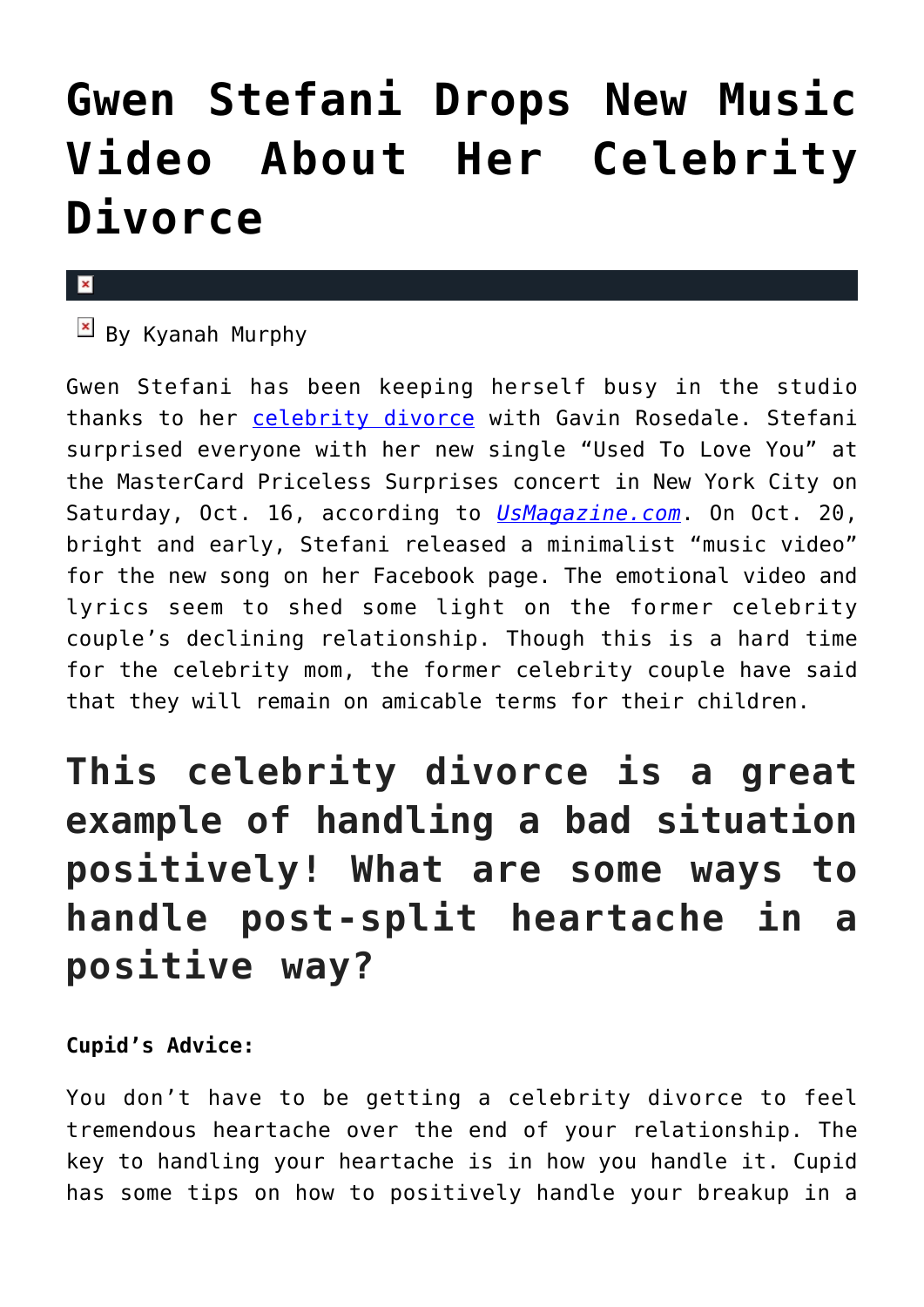# Gwen Stefani Drops New Music Video About Her Celebrity Divorce

By Kyanah Murphy

Gwen Stefani has been keeping herself busy in the studio thanks to her celebrity divorce with Gavin Rosedale. Stefani surprised everyone with her new single "Used To Love You" at the MasterCard Priceless Surprises concert in New York City on Saturday, Oct. 16, according to *UsMagazine.com*. On Oct. 20, bright and early, Stefani released a minimalist "music video" for the new song on her Facebook page. The emotional video and lyrics seem to shed some light on the former celebrity couple's declining relationship. Though this is a hard time for the celebrity mom, the former celebrity couple have said that they will remain on amicable terms for their children.

## This celebrity divorce is a great example of handling a bad situation positively! What are some ways to handle post-split heartache in a positive way?

**Cupid's Advice:**

You don't have to be getting a celebrity divorce to feel tremendous heartache over the end of your relationship. The key to handling your heartache is in how you handle it. Cupid has some tips on how to positively handle your breakup in a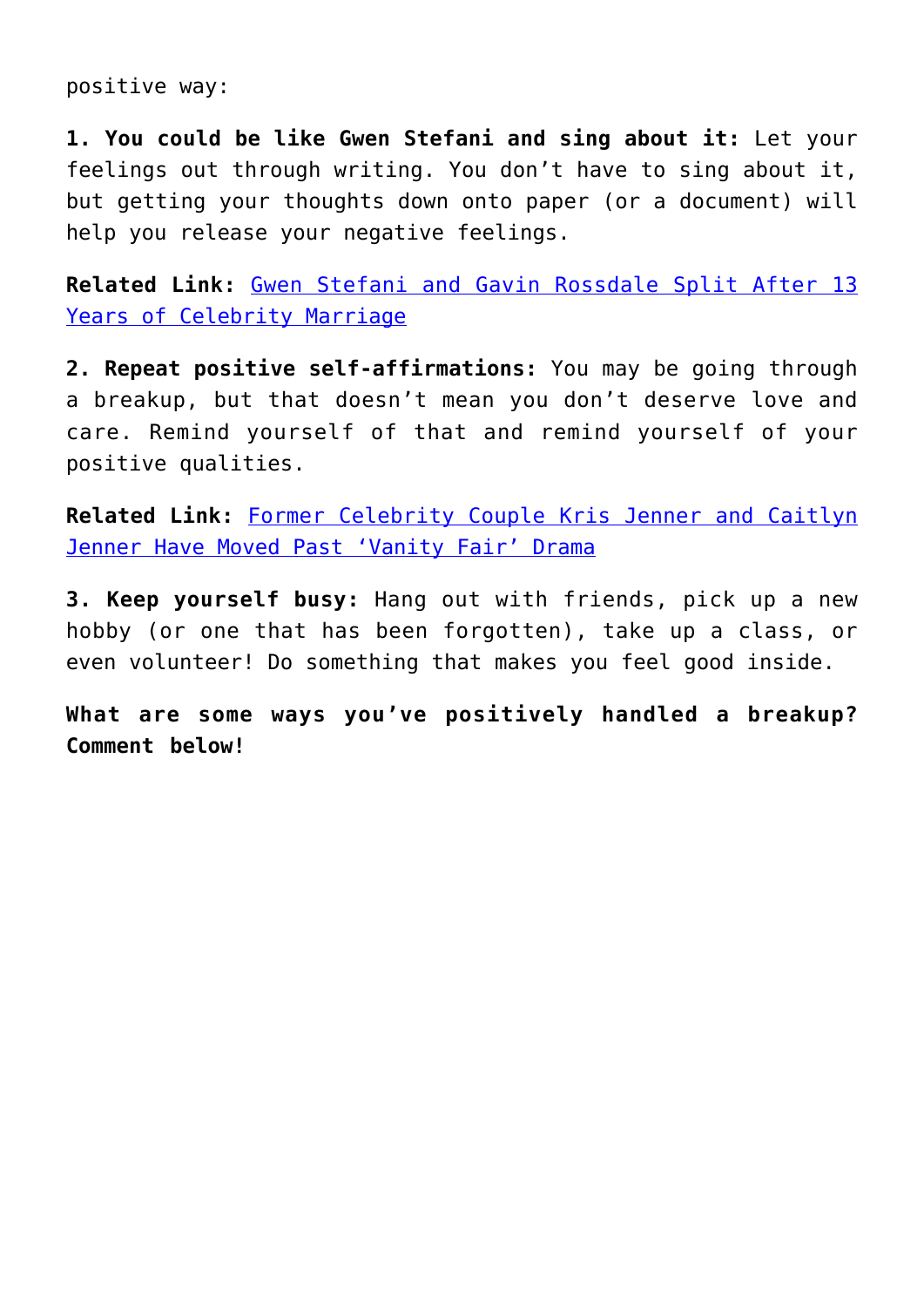positive way:

**1. You could be like Gwen Stefani and sing about it:** Let your feelings out through writing. You don't have to sing about it, but getting your thoughts down onto paper (or a document) will help you release your negative feelings.

**Related Link:** Gwen Stefani and Gavin Rossdale Split After 13 Years of Celebrity Marriage

**2. Repeat positive self-affirmations:** You may be going through a breakup, but that doesn't mean you don't deserve love and care. Remind yourself of that and remind yourself of your positive qualities.

**Related Link:** Former Celebrity Couple Kris Jenner and Caitlyn Jenner Have Moved Past 'Vanity Fair' Drama

**3. Keep yourself busy:** Hang out with friends, pick up a new hobby (or one that has been forgotten), take up a class, or even volunteer! Do something that makes you feel good inside.

**What are some ways you've positively handled a breakup? Comment below!**